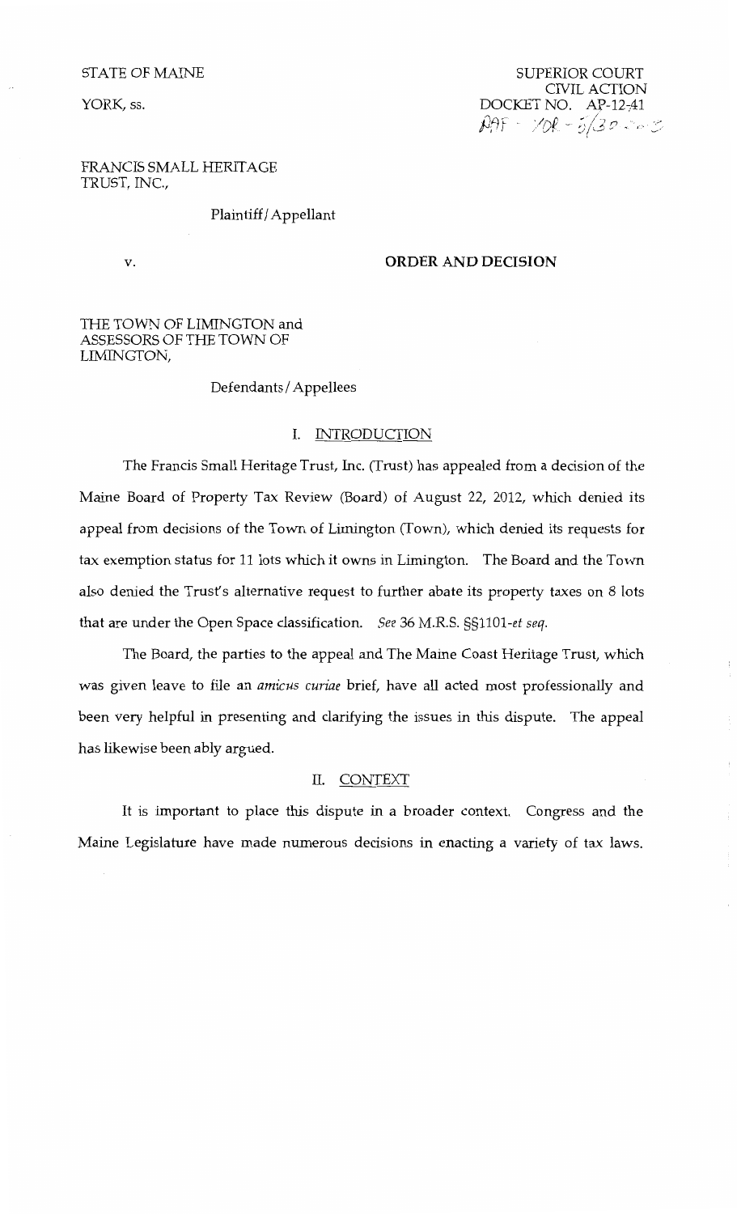STATE OF MAINE

YORK, ss.

SUPERIOR COURT
CIVIL ACTION
DOCKET NO. AP-12-41
RAF - YOR - 5/30

FRANCIS SMALL HERITAGE TRUST, INC.,

Plaintiff/Appellant

v.

**ORDER AND DECISION**

THE TOWN OF LIMINGTON and ASSESSORS OF THE TOWN OF LIMINGTON,

Defendants/Appellees

## I. INTRODUCTION

The Francis Small Heritage Trust, Inc. (Trust) has appealed from a decision of the Maine Board of Property Tax Review (Board) of August 22, 2012, which denied its appeal from decisions of the Town of Limington (Town), which denied its requests for tax exemption status for 11 lots which it owns in Limington. The Board and the Town also denied the Trust's alternative request to further abate its property taxes on 8 lots that are under the Open Space classification. *See* 36 M.R.S. §§1101-*et seq*.

The Board, the parties to the appeal and The Maine Coast Heritage Trust, which was given leave to file an *amicus curiae* brief, have all acted most professionally and been very helpful in presenting and clarifying the issues in this dispute. The appeal has likewise been ably argued.

## II. CONTEXT

It is important to place this dispute in a broader context. Congress and the Maine Legislature have made numerous decisions in enacting a variety of tax laws.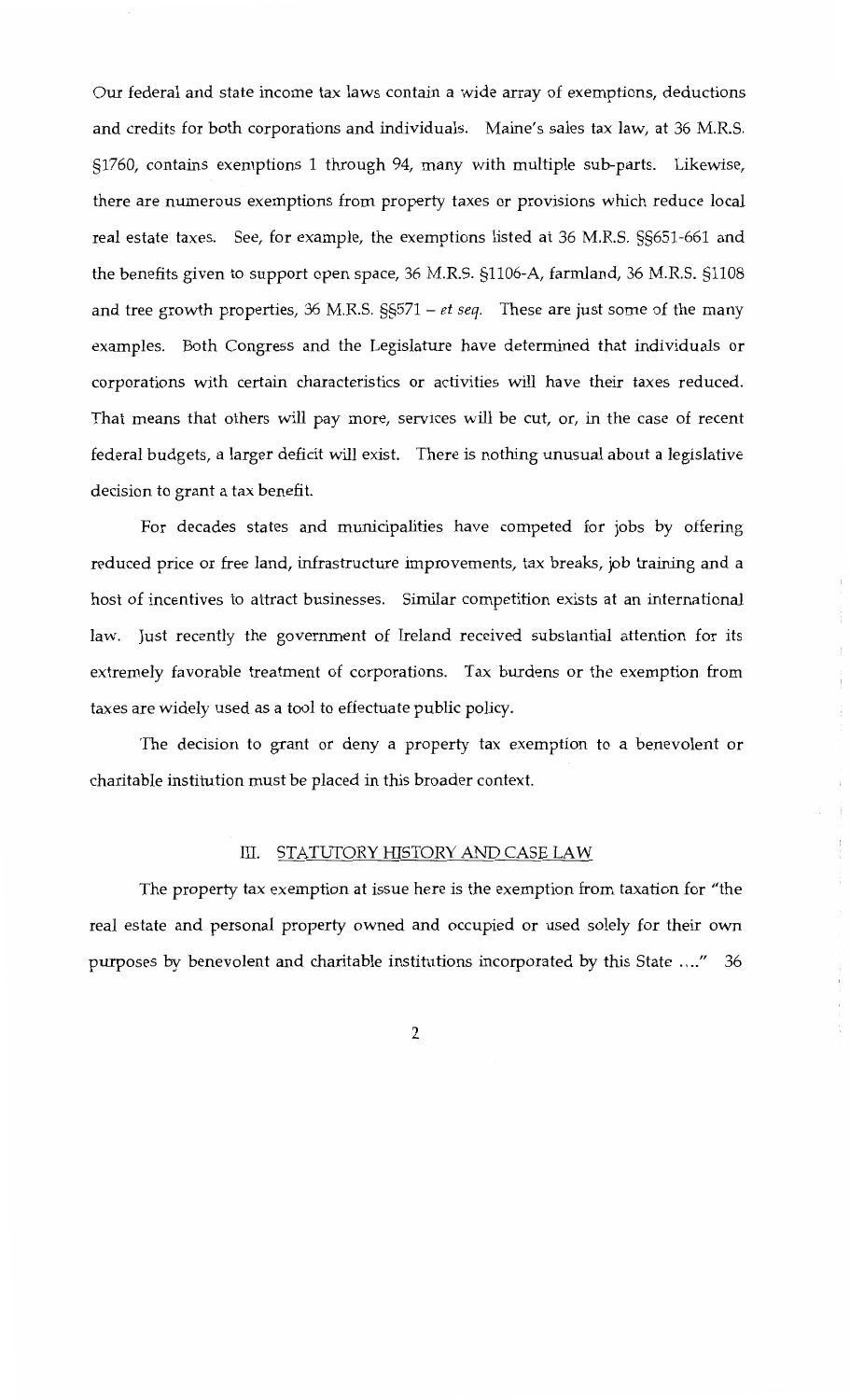Our federal and state income tax laws contain a wide array of exemptions, deductions and credits for both corporations and individuals. Maine's sales tax law, at 36 M.R.S. §1760, contains exemptions 1 through 94, many with multiple sub-parts. Likewise, there are numerous exemptions from property taxes or provisions which reduce local real estate taxes. See, for example, the exemptions listed at 36 M.R.S. §§651-661 and the benefits given to support open space, 36 M.R.S. §1106-A, farmland, 36 M.R.S. §1108 and tree growth properties, 36 M.R.S. §§571 – *et seq.* These are just some of the many examples. Both Congress and the Legislature have determined that individuals or corporations with certain characteristics or activities will have their taxes reduced. That means that others will pay more, services will be cut, or, in the case of recent federal budgets, a larger deficit will exist. There is nothing unusual about a legislative decision to grant a tax benefit.

For decades states and municipalities have competed for jobs by offering reduced price or free land, infrastructure improvements, tax breaks, job training and a host of incentives to attract businesses. Similar competition exists at an international law. Just recently the government of Ireland received substantial attention for its extremely favorable treatment of corporations. Tax burdens or the exemption from taxes are widely used as a tool to effectuate public policy.

The decision to grant or deny a property tax exemption to a benevolent or charitable institution must be placed in this broader context.

## III. STATUTORY HISTORY AND CASE LAW

The property tax exemption at issue here is the exemption from taxation for "the real estate and personal property owned and occupied or used solely for their own purposes by benevolent and charitable institutions incorporated by this State ...." 36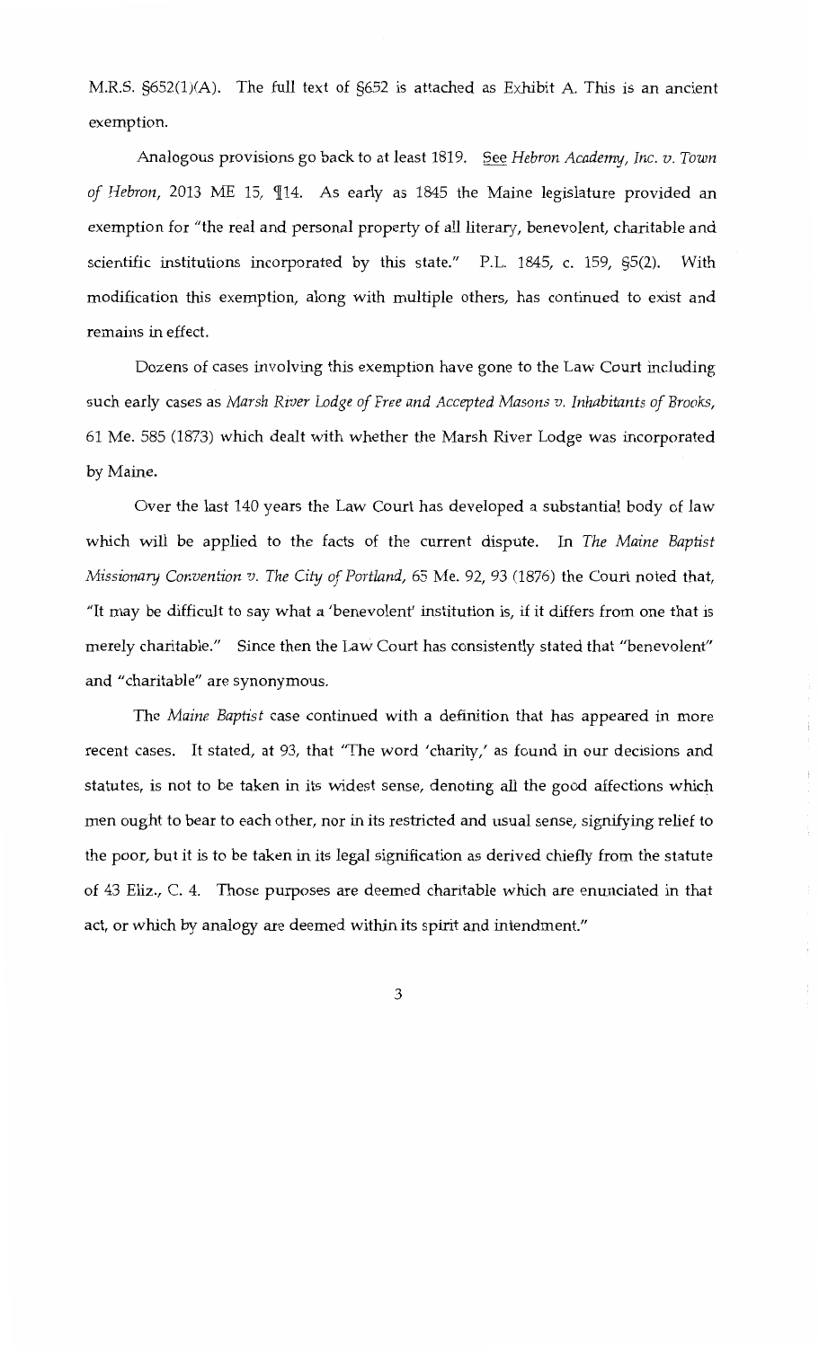M.R.S. §652(1)(A). The full text of §652 is attached as Exhibit A. This is an ancient exemption.

Analogous provisions go back to at least 1819. See *Hebron Academy, Inc. v. Town of Hebron*, 2013 ME 15, ¶14. As early as 1845 the Maine legislature provided an exemption for "the real and personal property of all literary, benevolent, charitable and scientific institutions incorporated by this state." P.L. 1845, c. 159, §5(2). With modification this exemption, along with multiple others, has continued to exist and remains in effect.

Dozens of cases involving this exemption have gone to the Law Court including such early cases as *Marsh River Lodge of Free and Accepted Masons v. Inhabitants of Brooks*, 61 Me. 585 (1873) which dealt with whether the Marsh River Lodge was incorporated by Maine.

Over the last 140 years the Law Court has developed a substantial body of law which will be applied to the facts of the current dispute. In *The Maine Baptist Missionary Convention v. The City of Portland*, 65 Me. 92, 93 (1876) the Court noted that, "It may be difficult to say what a 'benevolent' institution is, if it differs from one that is merely charitable." Since then the Law Court has consistently stated that "benevolent" and "charitable" are synonymous.

The *Maine Baptist* case continued with a definition that has appeared in more recent cases. It stated, at 93, that "The word 'charity,' as found in our decisions and statutes, is not to be taken in its widest sense, denoting all the good affections which men ought to bear to each other, nor in its restricted and usual sense, signifying relief to the poor, but it is to be taken in its legal signification as derived chiefly from the statute of 43 Eliz., C. 4. Those purposes are deemed charitable which are enunciated in that act, or which by analogy are deemed within its spirit and intendment."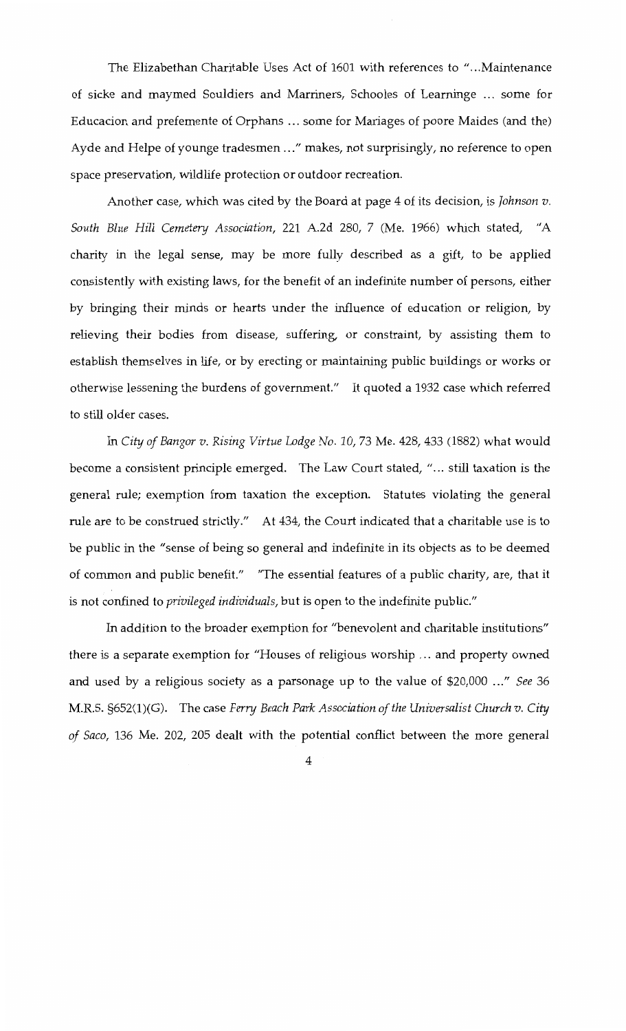The Elizabethan Charitable Uses Act of 1601 with references to "...Maintenance of sicke and maymed Souldiers and Marriners, Schooles of Learninge ... some for Educacion and prefemente of Orphans ... some for Mariages of poore Maides (and the) Ayde and Helpe of younge tradesmen ..." makes, not surprisingly, no reference to open space preservation, wildlife protection or outdoor recreation.

Another case, which was cited by the Board at page 4 of its decision, is *Johnson v. South Blue Hill Cemetery Association*, 221 A.2d 280, 7 (Me. 1966) which stated, "A charity in the legal sense, may be more fully described as a gift, to be applied consistently with existing laws, for the benefit of an indefinite number of persons, either by bringing their minds or hearts under the influence of education or religion, by relieving their bodies from disease, suffering, or constraint, by assisting them to establish themselves in life, or by erecting or maintaining public buildings or works or otherwise lessening the burdens of government." It quoted a 1932 case which referred to still older cases.

In *City of Bangor v. Rising Virtue Lodge No. 10*, 73 Me. 428, 433 (1882) what would become a consistent principle emerged. The Law Court stated, "... still taxation is the general rule; exemption from taxation the exception. Statutes violating the general rule are to be construed strictly." At 434, the Court indicated that a charitable use is to be public in the "sense of being so general and indefinite in its objects as to be deemed of common and public benefit." "The essential features of a public charity, are, that it is not confined to *privileged individuals*, but is open to the indefinite public."

In addition to the broader exemption for "benevolent and charitable institutions" there is a separate exemption for "Houses of religious worship ... and property owned and used by a religious society as a parsonage up to the value of $20,000 ..." *See* 36 M.R.S. §652(1)(G). The case *Ferry Beach Park Association of the Universalist Church v. City of Saco*, 136 Me. 202, 205 dealt with the potential conflict between the more general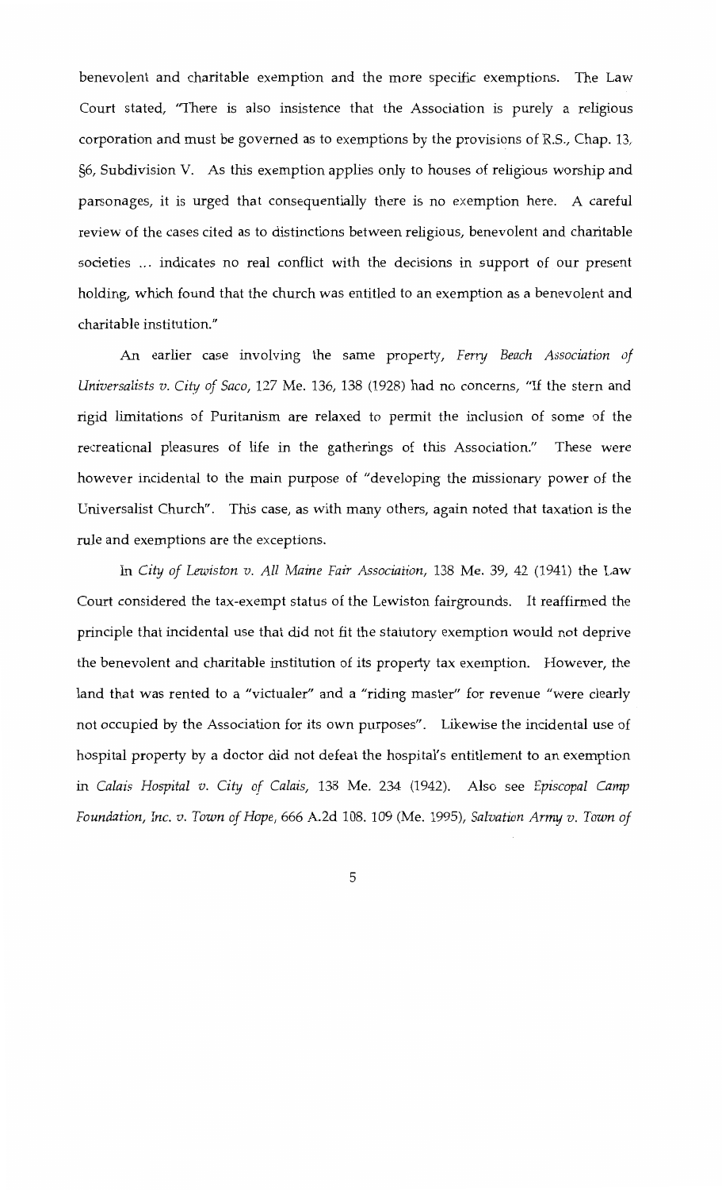benevolent and charitable exemption and the more specific exemptions. The Law Court stated, "There is also insistence that the Association is purely a religious corporation and must be governed as to exemptions by the provisions of R.S., Chap. 13, §6, Subdivision V. As this exemption applies only to houses of religious worship and parsonages, it is urged that consequentially there is no exemption here. A careful review of the cases cited as to distinctions between religious, benevolent and charitable societies ... indicates no real conflict with the decisions in support of our present holding, which found that the church was entitled to an exemption as a benevolent and charitable institution."

An earlier case involving the same property, *Ferry Beach Association of Universalists v. City of Saco*, 127 Me. 136, 138 (1928) had no concerns, "If the stern and rigid limitations of Puritanism are relaxed to permit the inclusion of some of the recreational pleasures of life in the gatherings of this Association." These were however incidental to the main purpose of "developing the missionary power of the Universalist Church". This case, as with many others, again noted that taxation is the rule and exemptions are the exceptions.

In *City of Lewiston v. All Maine Fair Association*, 138 Me. 39, 42 (1941) the Law Court considered the tax-exempt status of the Lewiston fairgrounds. It reaffirmed the principle that incidental use that did not fit the statutory exemption would not deprive the benevolent and charitable institution of its property tax exemption. However, the land that was rented to a "victualer" and a "riding master" for revenue "were clearly not occupied by the Association for its own purposes". Likewise the incidental use of hospital property by a doctor did not defeat the hospital's entitlement to an exemption in *Calais Hospital v. City of Calais*, 138 Me. 234 (1942). Also see *Episcopal Camp Foundation, Inc. v. Town of Hope*, 666 A.2d 108. 109 (Me. 1995), *Salvation Army v. Town of*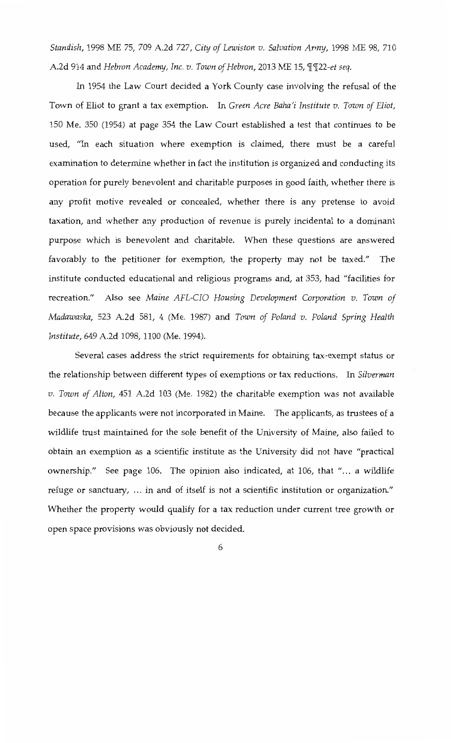*Standish*, 1998 ME 75, 709 A.2d 727, *City of Lewiston v. Salvation Army*, 1998 ME 98, 710 A.2d 914 and *Hebron Academy, Inc. v. Town of Hebron*, 2013 ME 15, ¶¶22-*et seq.*

In 1954 the Law Court decided a York County case involving the refusal of the Town of Eliot to grant a tax exemption. In *Green Acre Baha'i Institute v. Town of Eliot*, 150 Me. 350 (1954) at page 354 the Law Court established a test that continues to be used, "In each situation where exemption is claimed, there must be a careful examination to determine whether in fact the institution is organized and conducting its operation for purely benevolent and charitable purposes in good faith, whether there is any profit motive revealed or concealed, whether there is any pretense to avoid taxation, and whether any production of revenue is purely incidental to a dominant purpose which is benevolent and charitable. When these questions are answered favorably to the petitioner for exemption, the property may not be taxed." The institute conducted educational and religious programs and, at 353, had "facilities for recreation." Also see *Maine AFL-CIO Housing Development Corporation v. Town of Madawaska*, 523 A.2d 581, 4 (Me. 1987) and *Town of Poland v. Poland Spring Health Institute*, 649 A.2d 1098, 1100 (Me. 1994).

Several cases address the strict requirements for obtaining tax-exempt status or the relationship between different types of exemptions or tax reductions. In *Silverman v. Town of Alton*, 451 A.2d 103 (Me. 1982) the charitable exemption was not available because the applicants were not incorporated in Maine. The applicants, as trustees of a wildlife trust maintained for the sole benefit of the University of Maine, also failed to obtain an exemption as a scientific institute as the University did not have "practical ownership." See page 106. The opinion also indicated, at 106, that "... a wildlife refuge or sanctuary, ... in and of itself is not a scientific institution or organization." Whether the property would qualify for a tax reduction under current tree growth or open space provisions was obviously not decided.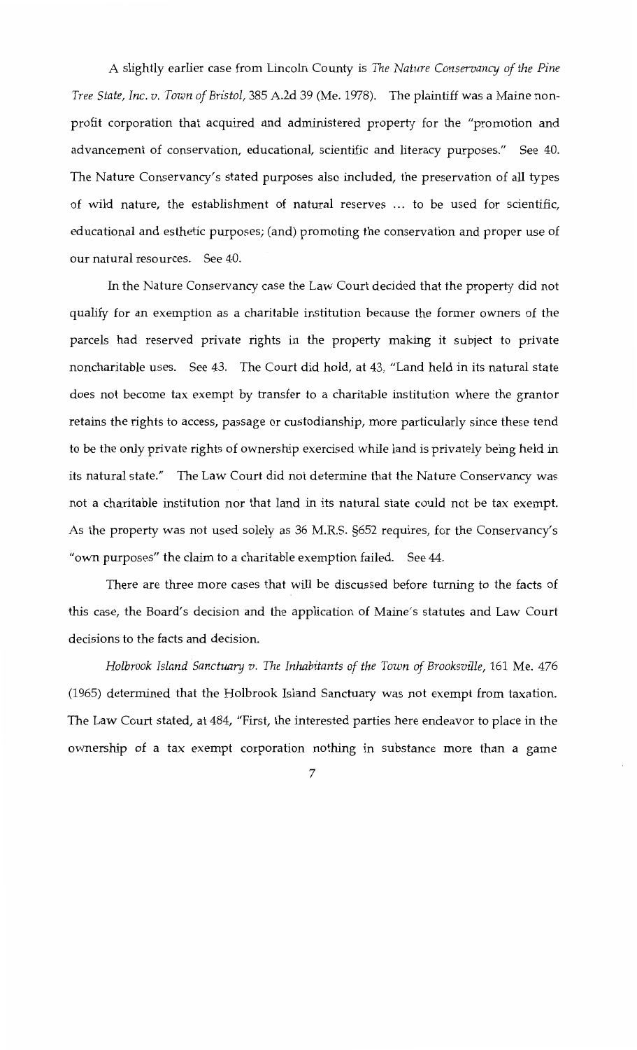A slightly earlier case from Lincoln County is *The Nature Conservancy of the Pine Tree State, Inc. v. Town of Bristol*, 385 A.2d 39 (Me. 1978). The plaintiff was a Maine non-profit corporation that acquired and administered property for the "promotion and advancement of conservation, educational, scientific and literacy purposes." See 40. The Nature Conservancy's stated purposes also included, the preservation of all types of wild nature, the establishment of natural reserves ... to be used for scientific, educational and esthetic purposes; (and) promoting the conservation and proper use of our natural resources. See 40.

In the Nature Conservancy case the Law Court decided that the property did not qualify for an exemption as a charitable institution because the former owners of the parcels had reserved private rights in the property making it subject to private noncharitable uses. See 43. The Court did hold, at 43, "Land held in its natural state does not become tax exempt by transfer to a charitable institution where the grantor retains the rights to access, passage or custodianship, more particularly since these tend to be the only private rights of ownership exercised while land is privately being held in its natural state." The Law Court did not determine that the Nature Conservancy was not a charitable institution nor that land in its natural state could not be tax exempt. As the property was not used solely as 36 M.R.S. §652 requires, for the Conservancy's "own purposes" the claim to a charitable exemption failed. See 44.

There are three more cases that will be discussed before turning to the facts of this case, the Board's decision and the application of Maine's statutes and Law Court decisions to the facts and decision.

*Holbrook Island Sanctuary v. The Inhabitants of the Town of Brooksville*, 161 Me. 476 (1965) determined that the Holbrook Island Sanctuary was not exempt from taxation. The Law Court stated, at 484, "First, the interested parties here endeavor to place in the ownership of a tax exempt corporation nothing in substance more than a game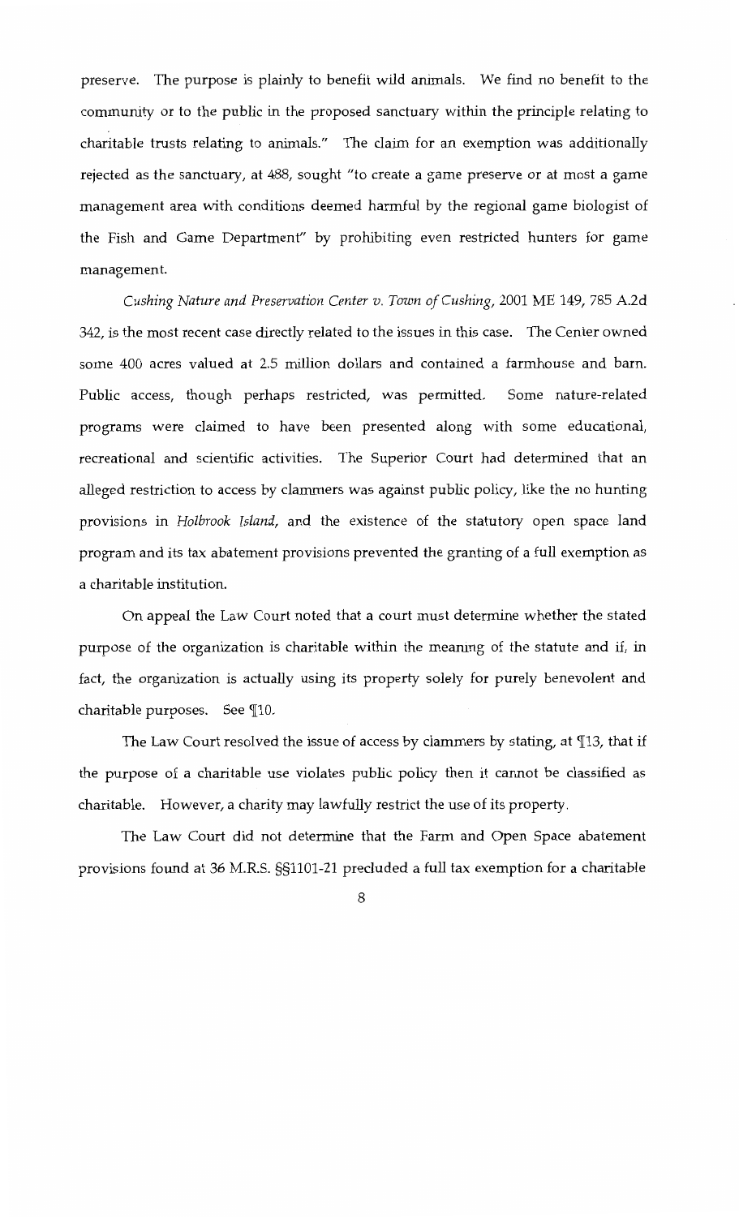preserve. The purpose is plainly to benefit wild animals. We find no benefit to the community or to the public in the proposed sanctuary within the principle relating to charitable trusts relating to animals." The claim for an exemption was additionally rejected as the sanctuary, at 488, sought "to create a game preserve or at most a game management area with conditions deemed harmful by the regional game biologist of the Fish and Game Department" by prohibiting even restricted hunters for game management.

*Cushing Nature and Preservation Center v. Town of Cushing*, 2001 ME 149, 785 A.2d 342, is the most recent case directly related to the issues in this case. The Center owned some 400 acres valued at 2.5 million dollars and contained a farmhouse and barn. Public access, though perhaps restricted, was permitted. Some nature-related programs were claimed to have been presented along with some educational, recreational and scientific activities. The Superior Court had determined that an alleged restriction to access by clammers was against public policy, like the no hunting provisions in *Holbrook Island*, and the existence of the statutory open space land program and its tax abatement provisions prevented the granting of a full exemption as a charitable institution.

On appeal the Law Court noted that a court must determine whether the stated purpose of the organization is charitable within the meaning of the statute and if, in fact, the organization is actually using its property solely for purely benevolent and charitable purposes. See ¶10.

The Law Court resolved the issue of access by clammers by stating, at ¶13, that if the purpose of a charitable use violates public policy then it cannot be classified as charitable. However, a charity may lawfully restrict the use of its property.

The Law Court did not determine that the Farm and Open Space abatement provisions found at 36 M.R.S. §§1101-21 precluded a full tax exemption for a charitable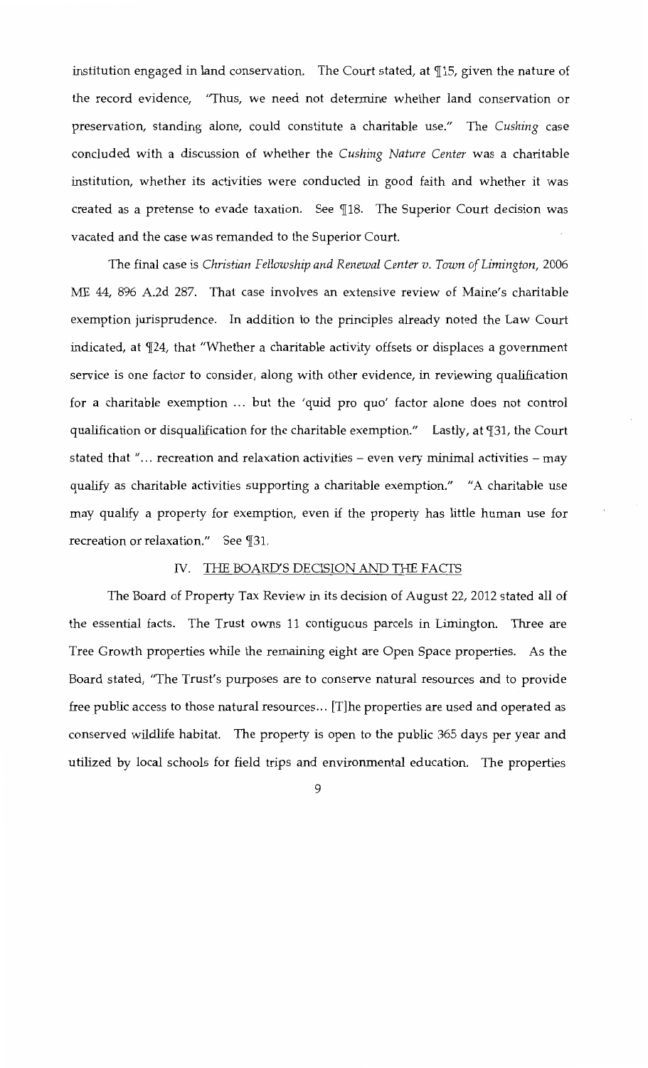institution engaged in land conservation. The Court stated, at ¶15, given the nature of the record evidence, "Thus, we need not determine whether land conservation or preservation, standing alone, could constitute a charitable use." The *Cushing* case concluded with a discussion of whether the *Cushing Nature Center* was a charitable institution, whether its activities were conducted in good faith and whether it was created as a pretense to evade taxation. See ¶18. The Superior Court decision was vacated and the case was remanded to the Superior Court.

The final case is *Christian Fellowship and Renewal Center v. Town of Limington*, 2006 ME 44, 896 A.2d 287. That case involves an extensive review of Maine's charitable exemption jurisprudence. In addition to the principles already noted the Law Court indicated, at ¶24, that "Whether a charitable activity offsets or displaces a government service is one factor to consider, along with other evidence, in reviewing qualification for a charitable exemption ... but the 'quid pro quo' factor alone does not control qualification or disqualification for the charitable exemption." Lastly, at ¶31, the Court stated that "... recreation and relaxation activities – even very minimal activities – may qualify as charitable activities supporting a charitable exemption." "A charitable use may qualify a property for exemption, even if the property has little human use for recreation or relaxation." See ¶31.

## IV. THE BOARD'S DECISION AND THE FACTS

The Board of Property Tax Review in its decision of August 22, 2012 stated all of the essential facts. The Trust owns 11 contiguous parcels in Limington. Three are Tree Growth properties while the remaining eight are Open Space properties. As the Board stated, "The Trust's purposes are to conserve natural resources and to provide free public access to those natural resources... [T]he properties are used and operated as conserved wildlife habitat. The property is open to the public 365 days per year and utilized by local schools for field trips and environmental education. The properties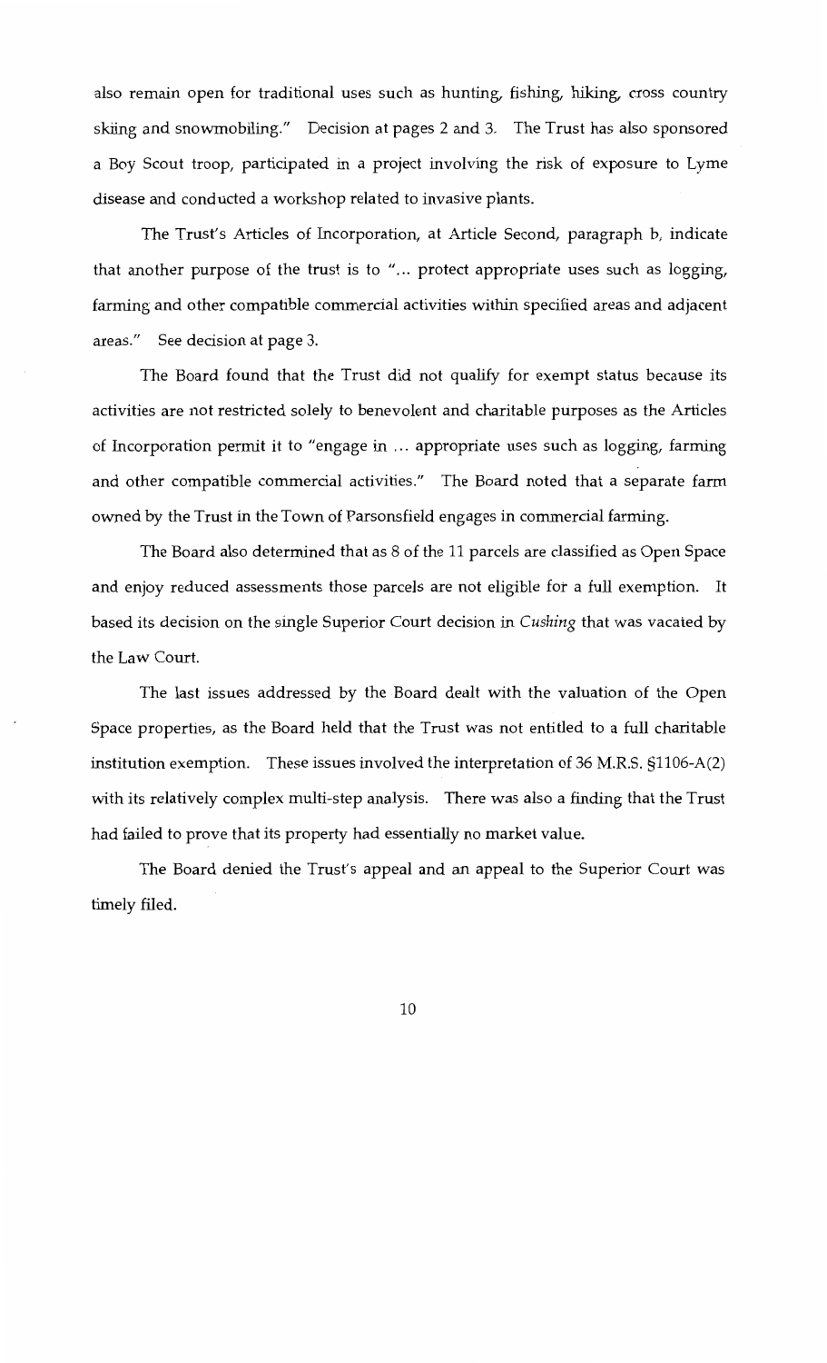also remain open for traditional uses such as hunting, fishing, hiking, cross country skiing and snowmobiling." Decision at pages 2 and 3. The Trust has also sponsored a Boy Scout troop, participated in a project involving the risk of exposure to Lyme disease and conducted a workshop related to invasive plants.

The Trust's Articles of Incorporation, at Article Second, paragraph b, indicate that another purpose of the trust is to "... protect appropriate uses such as logging, farming and other compatible commercial activities within specified areas and adjacent areas." See decision at page 3.

The Board found that the Trust did not qualify for exempt status because its activities are not restricted solely to benevolent and charitable purposes as the Articles of Incorporation permit it to "engage in ... appropriate uses such as logging, farming and other compatible commercial activities." The Board noted that a separate farm owned by the Trust in the Town of Parsonsfield engages in commercial farming.

The Board also determined that as 8 of the 11 parcels are classified as Open Space and enjoy reduced assessments those parcels are not eligible for a full exemption. It based its decision on the single Superior Court decision in *Cushing* that was vacated by the Law Court.

The last issues addressed by the Board dealt with the valuation of the Open Space properties, as the Board held that the Trust was not entitled to a full charitable institution exemption. These issues involved the interpretation of 36 M.R.S. §1106-A(2) with its relatively complex multi-step analysis. There was also a finding that the Trust had failed to prove that its property had essentially no market value.

The Board denied the Trust's appeal and an appeal to the Superior Court was timely filed.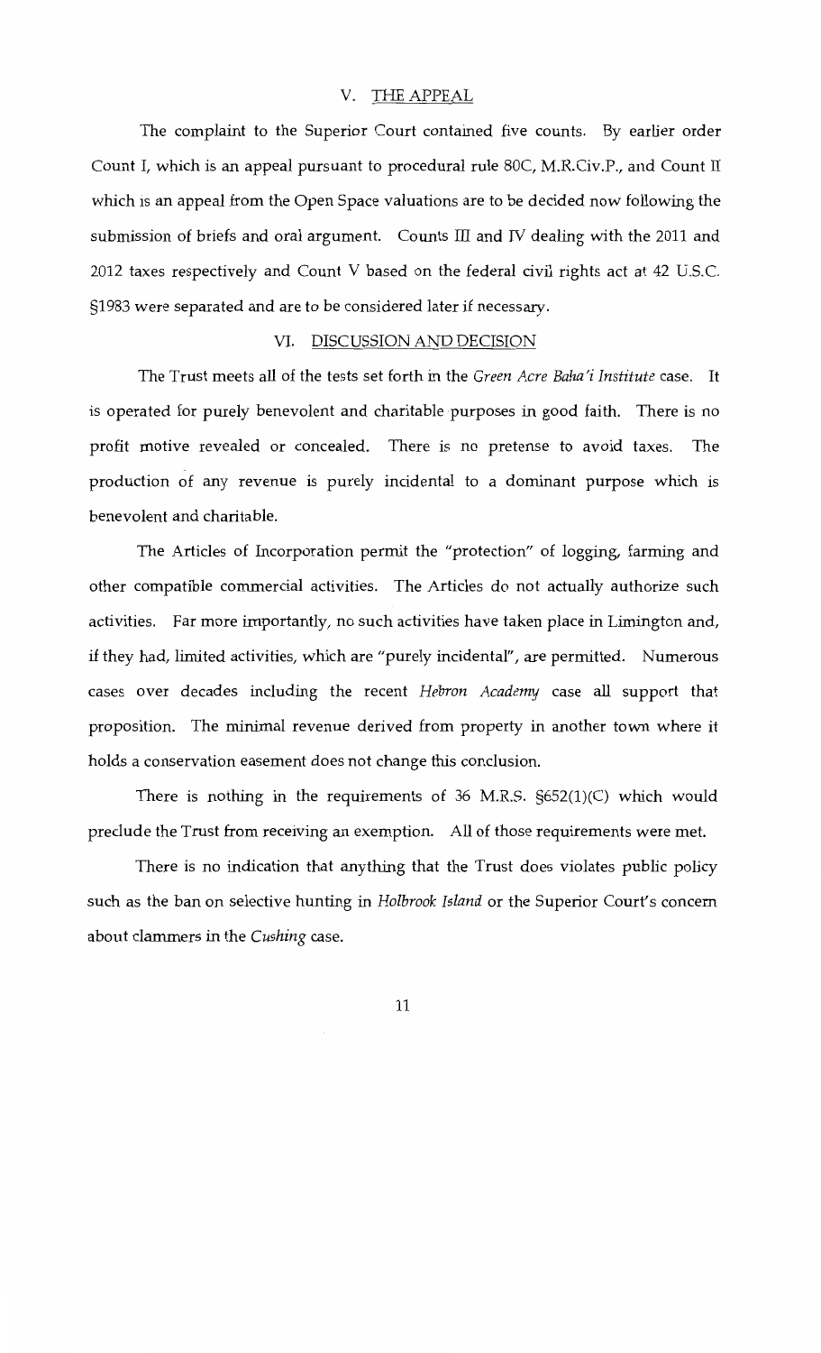## V. THE APPEAL

The complaint to the Superior Court contained five counts. By earlier order Count I, which is an appeal pursuant to procedural rule 80C, M.R.Civ.P., and Count II which is an appeal from the Open Space valuations are to be decided now following the submission of briefs and oral argument. Counts III and IV dealing with the 2011 and 2012 taxes respectively and Count V based on the federal civil rights act at 42 U.S.C. §1983 were separated and are to be considered later if necessary.

## VI. DISCUSSION AND DECISION

The Trust meets all of the tests set forth in the *Green Acre Baha'i Institute* case. It is operated for purely benevolent and charitable purposes in good faith. There is no profit motive revealed or concealed. There is no pretense to avoid taxes. The production of any revenue is purely incidental to a dominant purpose which is benevolent and charitable.

The Articles of Incorporation permit the "protection" of logging, farming and other compatible commercial activities. The Articles do not actually authorize such activities. Far more importantly, no such activities have taken place in Limington and, if they had, limited activities, which are "purely incidental", are permitted. Numerous cases over decades including the recent *Hebron Academy* case all support that proposition. The minimal revenue derived from property in another town where it holds a conservation easement does not change this conclusion.

There is nothing in the requirements of 36 M.R.S. §652(1)(C) which would preclude the Trust from receiving an exemption. All of those requirements were met.

There is no indication that anything that the Trust does violates public policy such as the ban on selective hunting in *Holbrook Island* or the Superior Court's concern about clammers in the *Cushing* case.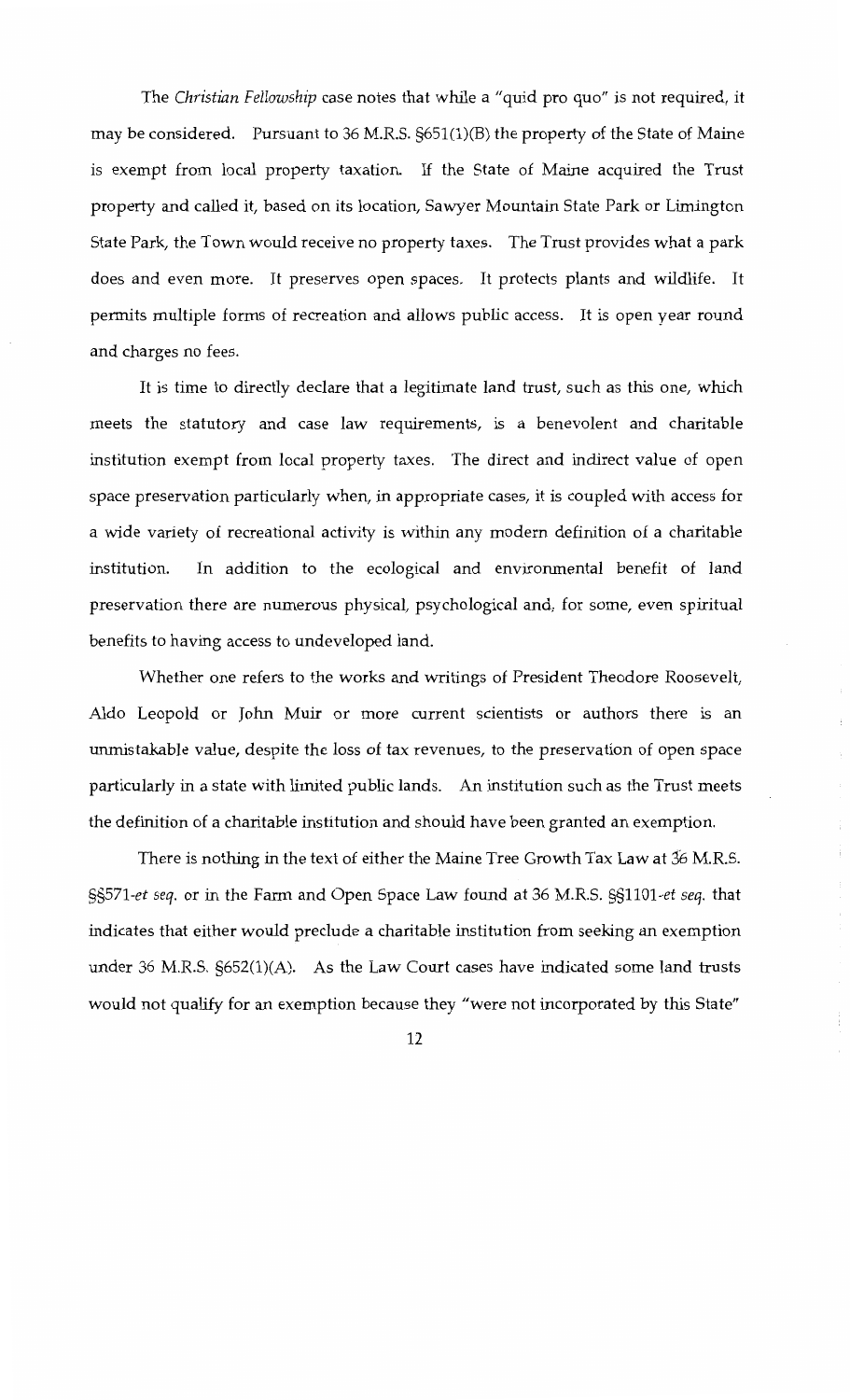The *Christian Fellowship* case notes that while a "quid pro quo" is not required, it may be considered. Pursuant to 36 M.R.S. §651(1)(B) the property of the State of Maine is exempt from local property taxation. If the State of Maine acquired the Trust property and called it, based on its location, Sawyer Mountain State Park or Limington State Park, the Town would receive no property taxes. The Trust provides what a park does and even more. It preserves open spaces. It protects plants and wildlife. It permits multiple forms of recreation and allows public access. It is open year round and charges no fees.

It is time to directly declare that a legitimate land trust, such as this one, which meets the statutory and case law requirements, is a benevolent and charitable institution exempt from local property taxes. The direct and indirect value of open space preservation particularly when, in appropriate cases, it is coupled with access for a wide variety of recreational activity is within any modern definition of a charitable institution. In addition to the ecological and environmental benefit of land preservation there are numerous physical, psychological and, for some, even spiritual benefits to having access to undeveloped land.

Whether one refers to the works and writings of President Theodore Roosevelt, Aldo Leopold or John Muir or more current scientists or authors there is an unmistakable value, despite the loss of tax revenues, to the preservation of open space particularly in a state with limited public lands. An institution such as the Trust meets the definition of a charitable institution and should have been granted an exemption.

There is nothing in the text of either the Maine Tree Growth Tax Law at 36 M.R.S. §§571-*et seq.* or in the Farm and Open Space Law found at 36 M.R.S. §§1101-*et seq.* that indicates that either would preclude a charitable institution from seeking an exemption under 36 M.R.S. §652(1)(A). As the Law Court cases have indicated some land trusts would not qualify for an exemption because they "were not incorporated by this State"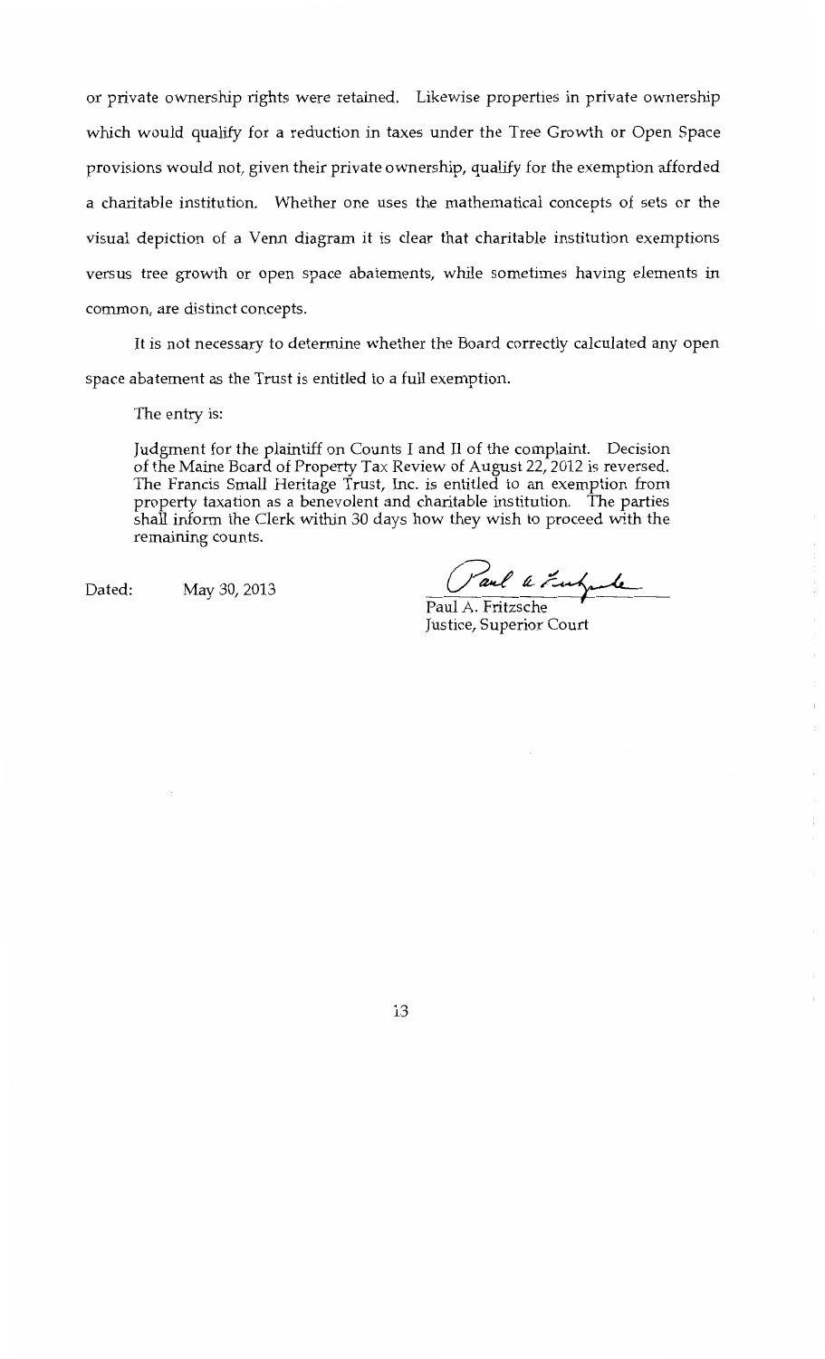or private ownership rights were retained. Likewise properties in private ownership which would qualify for a reduction in taxes under the Tree Growth or Open Space provisions would not, given their private ownership, qualify for the exemption afforded a charitable institution. Whether one uses the mathematical concepts of sets or the visual depiction of a Venn diagram it is clear that charitable institution exemptions versus tree growth or open space abatements, while sometimes having elements in common, are distinct concepts.

It is not necessary to determine whether the Board correctly calculated any open space abatement as the Trust is entitled to a full exemption.

The entry is:

> Judgment for the plaintiff on Counts I and II of the complaint. Decision of the Maine Board of Property Tax Review of August 22, 2012 is reversed. The Francis Small Heritage Trust, Inc. is entitled to an exemption from property taxation as a benevolent and charitable institution. The parties shall inform the Clerk within 30 days how they wish to proceed with the remaining counts.

Dated: May 30, 2013

Paul A. Fritzsche
Justice, Superior Court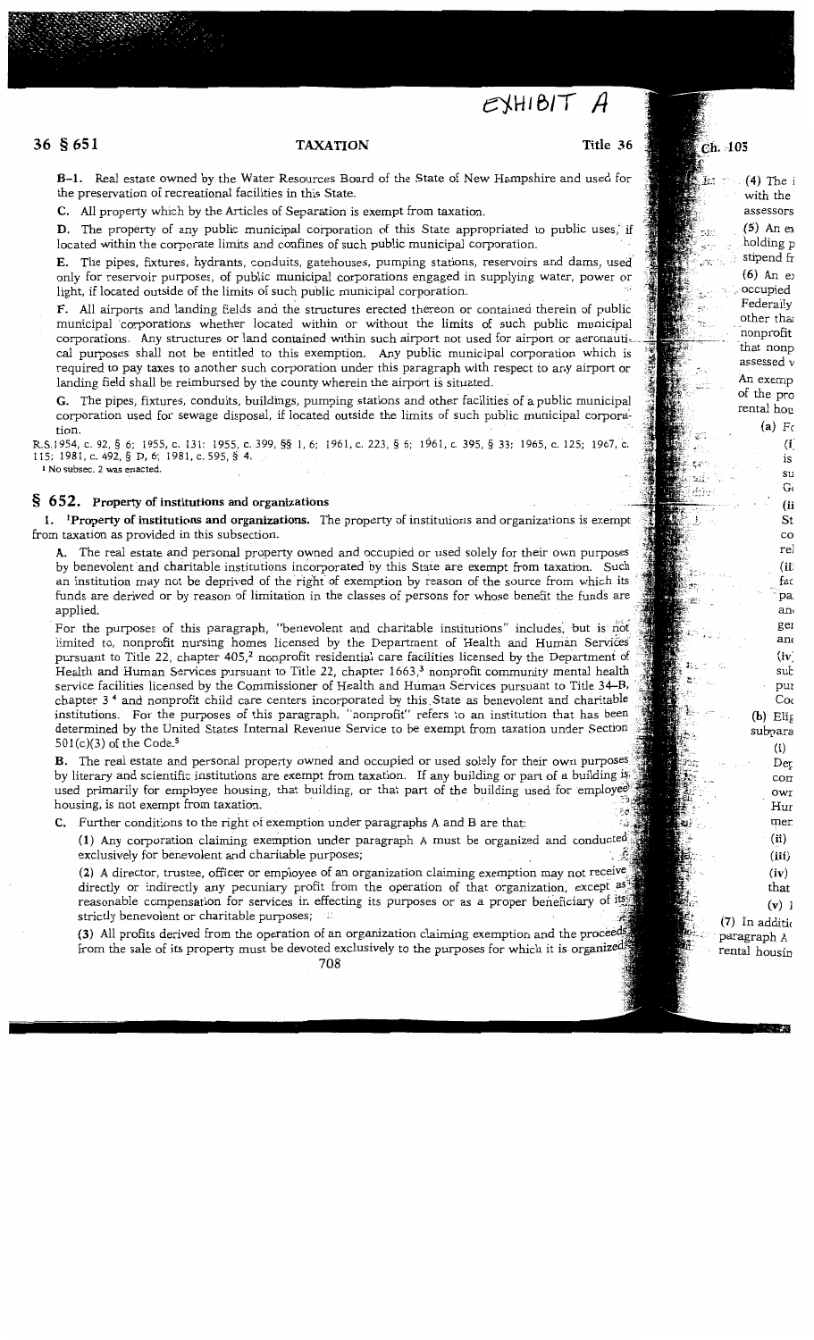EXHIBIT A

B-1. Real estate owned by the Water Resources Board of the State of New Hampshire and used for the preservation of recreational facilities in this State.

C. All property which by the Articles of Separation is exempt from taxation.

D. The property of any public municipal corporation of this State appropriated to public uses, if located within the corporate limits and confines of such public municipal corporation.

E. The pipes, fixtures, hydrants, conduits, gatehouses, pumping stations, reservoirs and dams, used only for reservoir purposes, of public municipal corporations engaged in supplying water, power or light, if located outside of the limits of such public municipal corporation.

F. All airports and landing fields and the structures erected thereon or contained therein of public municipal corporations whether located within or without the limits of such public municipal corporations. Any structures or land contained within such airport not used for airport or aeronautical purposes shall not be entitled to this exemption. Any public municipal corporation which is required to pay taxes to another such corporation under this paragraph with respect to any airport or landing field shall be reimbursed by the county wherein the airport is situated.

G. The pipes, fixtures, conduits, buildings, pumping stations and other facilities of a public municipal corporation used for sewage disposal, if located outside the limits of such public municipal corporation.

R.S.1954, c. 92, § 6; 1955, c. 131; 1955, c. 399, §§ 1, 6; 1961, c. 223, § 6; 1961, c. 395, § 33; 1965, c. 125; 1967, c. 115; 1981, c. 492, § D, 6; 1981, c. 595, § 4.

[1] No subsec. 2 was enacted.

## § 652. Property of institutions and organizations

1. [1]**Property of institutions and organizations.** The property of institutions and organizations is exempt from taxation as provided in this subsection.

A. The real estate and personal property owned and occupied or used solely for their own purposes by benevolent and charitable institutions incorporated by this State are exempt from taxation. Such an institution may not be deprived of the right of exemption by reason of the source from which its funds are derived or by reason of limitation in the classes of persons for whose benefit the funds are applied.

For the purposes of this paragraph, "benevolent and charitable institutions" includes, but is not limited to, nonprofit nursing homes licensed by the Department of Health and Human Services pursuant to Title 22, chapter 405,[2] nonprofit residential care facilities licensed by the Department of Health and Human Services pursuant to Title 22, chapter 1663,[3] nonprofit community mental health service facilities licensed by the Commissioner of Health and Human Services pursuant to Title 34-B, chapter 3[4] and nonprofit child care centers incorporated by this State as benevolent and charitable institutions. For the purposes of this paragraph, "nonprofit" refers to an institution that has been determined by the United States Internal Revenue Service to be exempt from taxation under Section 501(c)(3) of the Code.[5]

B. The real estate and personal property owned and occupied or used solely for their own purposes by literary and scientific institutions are exempt from taxation. If any building or part of a building is used primarily for employee housing, that building, or that part of the building used for employee housing, is not exempt from taxation.

C. Further conditions to the right of exemption under paragraphs A and B are that:

(1) Any corporation claiming exemption under paragraph A must be organized and conducted exclusively for benevolent and charitable purposes;

(2) A director, trustee, officer or employee of an organization claiming exemption may not receive directly or indirectly any pecuniary profit from the operation of that organization, except as reasonable compensation for services in effecting its purposes or as a proper beneficiary of its strictly benevolent or charitable purposes;

(3) All profits derived from the operation of an organization claiming exemption and the proceeds from the sale of its property must be devoted exclusively to the purposes for which it is organized;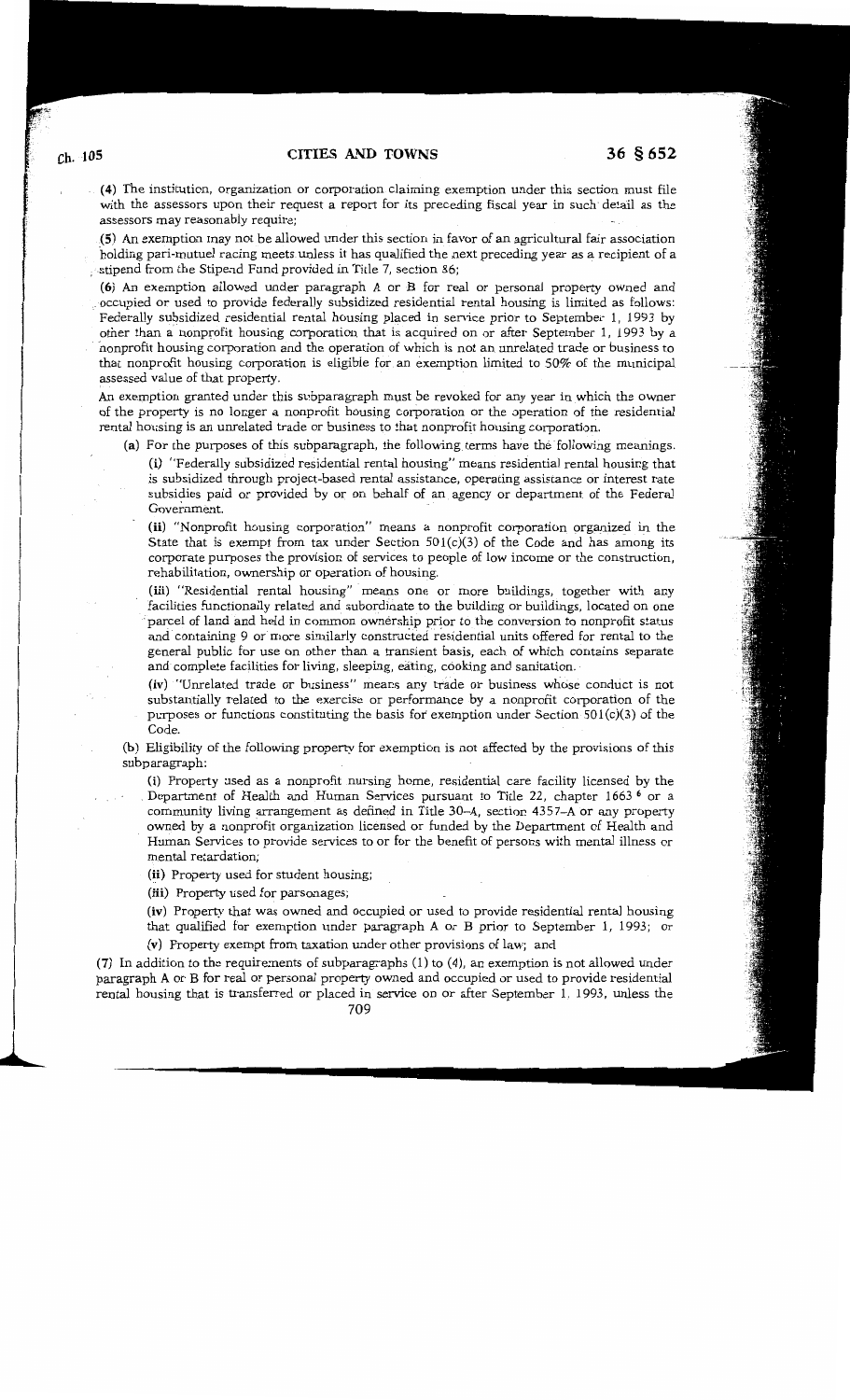(4) The institution, organization or corporation claiming exemption under this section must file with the assessors upon their request a report for its preceding fiscal year in such detail as the assessors may reasonably require;

(5) An exemption may not be allowed under this section in favor of an agricultural fair association holding pari-mutuel racing meets unless it has qualified the next preceding year as a recipient of a stipend from the Stipend Fund provided in Title 7, section 86;

(6) An exemption allowed under paragraph A or B for real or personal property owned and occupied or used to provide federally subsidized residential rental housing is limited as follows: Federally subsidized residential rental housing placed in service prior to September 1, 1993 by other than a nonprofit housing corporation that is acquired on or after September 1, 1993 by a nonprofit housing corporation and the operation of which is not an unrelated trade or business to that nonprofit housing corporation is eligible for an exemption limited to 50% of the municipal assessed value of that property.

An exemption granted under this subparagraph must be revoked for any year in which the owner of the property is no longer a nonprofit housing corporation or the operation of the residential rental housing is an unrelated trade or business to that nonprofit housing corporation.

(a) For the purposes of this subparagraph, the following terms have the following meanings.

(i) "Federally subsidized residential rental housing" means residential rental housing that is subsidized through project-based rental assistance, operating assistance or interest rate subsidies paid or provided by or on behalf of an agency or department of the Federal Government.

(ii) "Nonprofit housing corporation" means a nonprofit corporation organized in the State that is exempt from tax under Section 501(c)(3) of the Code and has among its corporate purposes the provision of services to people of low income or the construction, rehabilitation, ownership or operation of housing.

(iii) "Residential rental housing" means one or more buildings, together with any facilities functionally related and subordinate to the building or buildings, located on one parcel of land and held in common ownership prior to the conversion to nonprofit status and containing 9 or more similarly constructed residential units offered for rental to the general public for use on other than a transient basis, each of which contains separate and complete facilities for living, sleeping, eating, cooking and sanitation.

(iv) "Unrelated trade or business" means any trade or business whose conduct is not substantially related to the exercise or performance by a nonprofit corporation of the purposes or functions constituting the basis for exemption under Section 501(c)(3) of the Code.

(b) Eligibility of the following property for exemption is not affected by the provisions of this subparagraph:

(i) Property used as a nonprofit nursing home, residential care facility licensed by the Department of Health and Human Services pursuant to Title 22, chapter 1663 [6] or a community living arrangement as defined in Title 30-A, section 4357-A or any property owned by a nonprofit organization licensed or funded by the Department of Health and Human Services to provide services to or for the benefit of persons with mental illness or mental retardation;

(ii) Property used for student housing;

(iii) Property used for parsonages;

(iv) Property that was owned and occupied or used to provide residential rental housing that qualified for exemption under paragraph A or B prior to September 1, 1993; or

(v) Property exempt from taxation under other provisions of law; and

(7) In addition to the requirements of subparagraphs (1) to (4), an exemption is not allowed under paragraph A or B for real or personal property owned and occupied or used to provide residential rental housing that is transferred or placed in service on or after September 1, 1993, unless the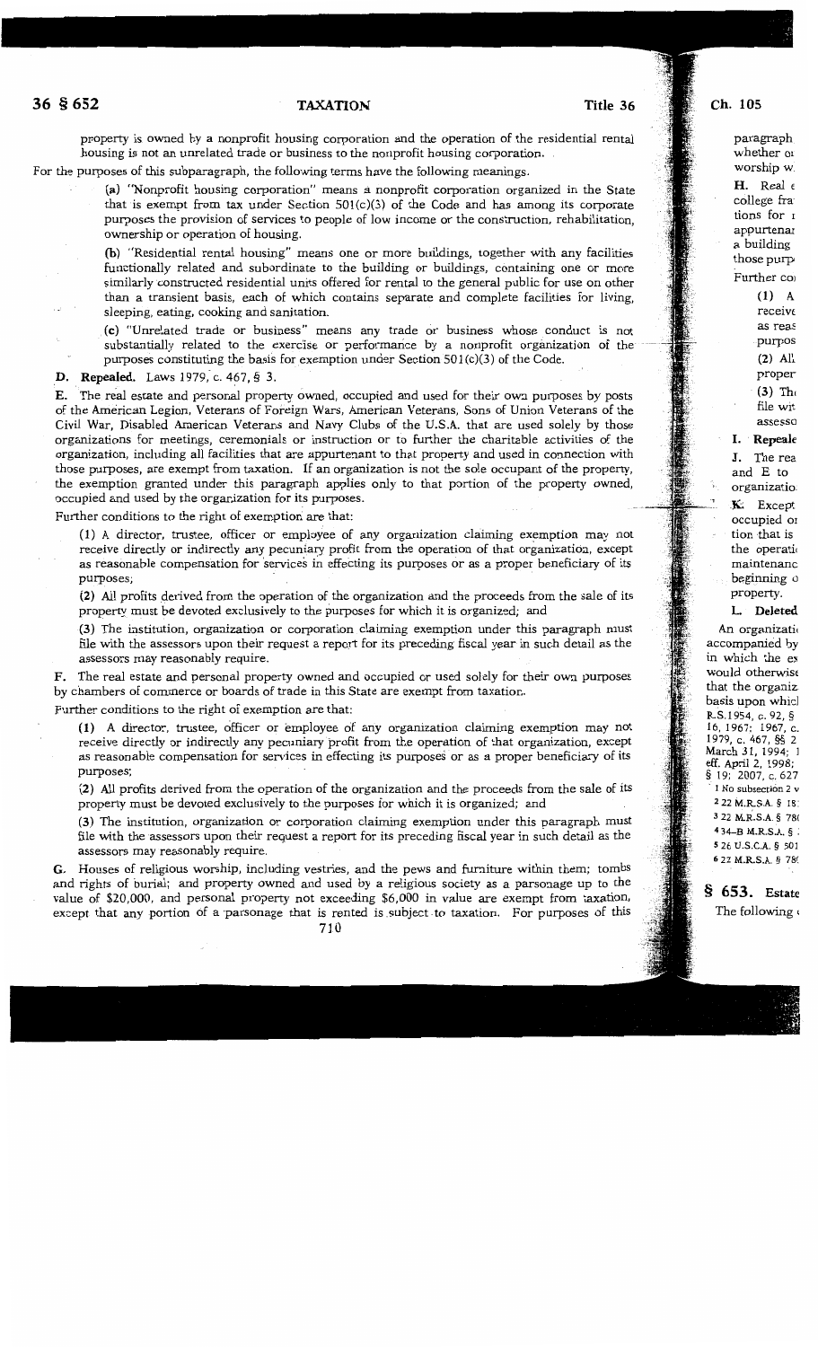property is owned by a nonprofit housing corporation and the operation of the residential rental housing is not an unrelated trade or business to the nonprofit housing corporation.

For the purposes of this subparagraph, the following terms have the following meanings.

(a) "Nonprofit housing corporation" means a nonprofit corporation organized in the State that is exempt from tax under Section 501(c)(3) of the Code and has among its corporate purposes the provision of services to people of low income or the construction, rehabilitation, ownership or operation of housing.

(b) "Residential rental housing" means one or more buildings, together with any facilities functionally related and subordinate to the building or buildings, containing one or more similarly constructed residential units offered for rental to the general public for use on other than a transient basis, each of which contains separate and complete facilities for living, sleeping, eating, cooking and sanitation.

(c) "Unrelated trade or business" means any trade or business whose conduct is not substantially related to the exercise or performance by a nonprofit organization of the purposes constituting the basis for exemption under Section 501(c)(3) of the Code.

**D. Repealed.** Laws 1979, c. 467, § 3.

**E.** The real estate and personal property owned, occupied and used for their own purposes by posts of the American Legion, Veterans of Foreign Wars, American Veterans, Sons of Union Veterans of the Civil War, Disabled American Veterans and Navy Clubs of the U.S.A. that are used solely by those organizations for meetings, ceremonials or instruction or to further the charitable activities of the organization, including all facilities that are appurtenant to that property and used in connection with those purposes, are exempt from taxation. If an organization is not the sole occupant of the property, the exemption granted under this paragraph applies only to that portion of the property owned, occupied and used by the organization for its purposes.

Further conditions to the right of exemption are that:

(1) A director, trustee, officer or employee of any organization claiming exemption may not receive directly or indirectly any pecuniary profit from the operation of that organization, except as reasonable compensation for services in effecting its purposes or as a proper beneficiary of its purposes;

(2) All profits derived from the operation of the organization and the proceeds from the sale of its property must be devoted exclusively to the purposes for which it is organized; and

(3) The institution, organization or corporation claiming exemption under this paragraph must file with the assessors upon their request a report for its preceding fiscal year in such detail as the assessors may reasonably require.

**F.** The real estate and personal property owned and occupied or used solely for their own purposes by chambers of commerce or boards of trade in this State are exempt from taxation.

Further conditions to the right of exemption are that:

(1) A director, trustee, officer or employee of any organization claiming exemption may not receive directly or indirectly any pecuniary profit from the operation of that organization, except as reasonable compensation for services in effecting its purposes or as a proper beneficiary of its purposes;

(2) All profits derived from the operation of the organization and the proceeds from the sale of its property must be devoted exclusively to the purposes for which it is organized; and

(3) The institution, organization or corporation claiming exemption under this paragraph must file with the assessors upon their request a report for its preceding fiscal year in such detail as the assessors may reasonably require.

**G.** Houses of religious worship, including vestries, and the pews and furniture within them; tombs and rights of burial; and property owned and used by a religious society as a parsonage up to the value of $20,000, and personal property not exceeding $6,000 in value are exempt from taxation, except that any portion of a parsonage that is rented is subject to taxation. For purposes of this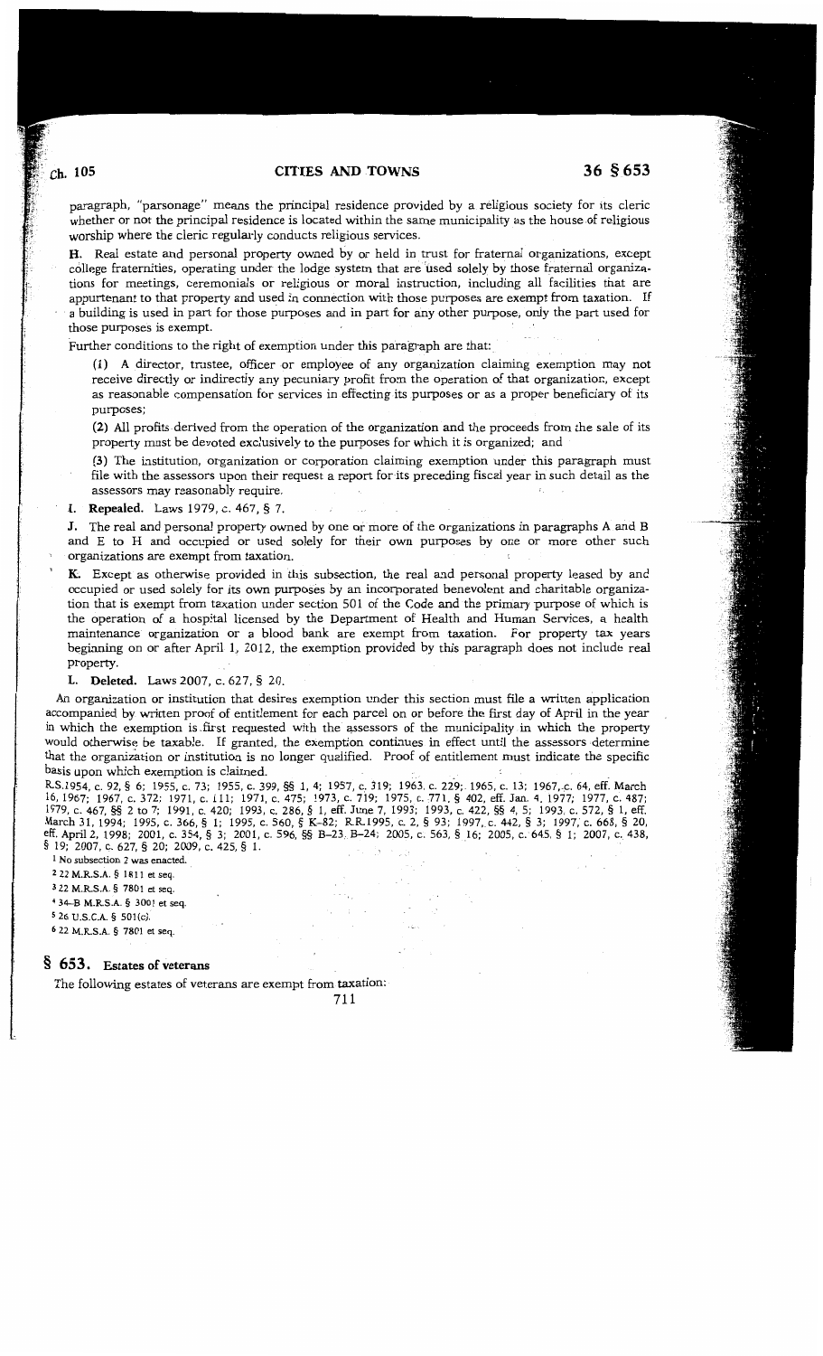paragraph, "parsonage" means the principal residence provided by a religious society for its cleric whether or not the principal residence is located within the same municipality as the house of religious worship where the cleric regularly conducts religious services.

**H.** Real estate and personal property owned by or held in trust for fraternal organizations, except college fraternities, operating under the lodge system that are used solely by those fraternal organizations for meetings, ceremonials or religious or moral instruction, including all facilities that are appurtenant to that property and used in connection with those purposes are exempt from taxation. If a building is used in part for those purposes and in part for any other purpose, only the part used for those purposes is exempt.

Further conditions to the right of exemption under this paragraph are that:

(1) A director, trustee, officer or employee of any organization claiming exemption may not receive directly or indirectly any pecuniary profit from the operation of that organization, except as reasonable compensation for services in effecting its purposes or as a proper beneficiary of its purposes;

(2) All profits derived from the operation of the organization and the proceeds from the sale of its property must be devoted exclusively to the purposes for which it is organized; and

(3) The institution, organization or corporation claiming exemption under this paragraph must file with the assessors upon their request a report for its preceding fiscal year in such detail as the assessors may reasonably require.

**I. Repealed.** Laws 1979, c. 467, § 7.

**J.** The real and personal property owned by one or more of the organizations in paragraphs A and B and E to H and occupied or used solely for their own purposes by one or more other such organizations are exempt from taxation.

**K.** Except as otherwise provided in this subsection, the real and personal property leased by and occupied or used solely for its own purposes by an incorporated benevolent and charitable organization that is exempt from taxation under section 501 of the Code and the primary purpose of which is the operation of a hospital licensed by the Department of Health and Human Services, a health maintenance organization or a blood bank are exempt from taxation. For property tax years beginning on or after April 1, 2012, the exemption provided by this paragraph does not include real property.

**L. Deleted.** Laws 2007, c. 627, § 20.

An organization or institution that desires exemption under this section must file a written application accompanied by written proof of entitlement for each parcel on or before the first day of April in the year in which the exemption is first requested with the assessors of the municipality in which the property would otherwise be taxable. If granted, the exemption continues in effect until the assessors determine that the organization or institution is no longer qualified. Proof of entitlement must indicate the specific basis upon which exemption is claimed.

R.S.1954, c. 92, § 6; 1955, c. 73; 1955, c. 399, §§ 1, 4; 1957, c. 319; 1963, c. 229; 1965, c. 13; 1967, c. 64, eff. March 16, 1967; 1967, c. 372; 1971, c. 111; 1971, c. 475; 1973, c. 719; 1975, c. 771, § 402, eff. Jan. 4, 1977; 1977, c. 487; 1979, c. 467, §§ 2 to 7; 1991, c. 420; 1993, c. 286, § 1, eff. June 7, 1993; 1993, c. 422, §§ 4, 5; 1993, c. 572, § 1, eff. March 31, 1994; 1995, c. 366, § 1; 1995, c. 560, § K-82; R.R.1995, c. 2, § 93; 1997, c. 442, § 3; 1997, c. 668, § 20, eff. April 2, 1998; 2001, c. 354, § 3; 2001, c. 596, §§ B-23, B-24; 2005, c. 563, § 16; 2005, c. 645, § 1; 2007, c. 438, § 19; 2007, c. 627, § 20; 2009, c. 425, § 1.

[1] No subsection 2 was enacted.

[2] 22 M.R.S.A. § 1811 et seq.

[3] 22 M.R.S.A. § 7801 et seq.

[4] 34-B M.R.S.A. § 3001 et seq.

[5] 26 U.S.C.A. § 501(c).

[6] 22 M.R.S.A. § 7801 et seq.

## § 653. Estates of veterans

The following estates of veterans are exempt from taxation: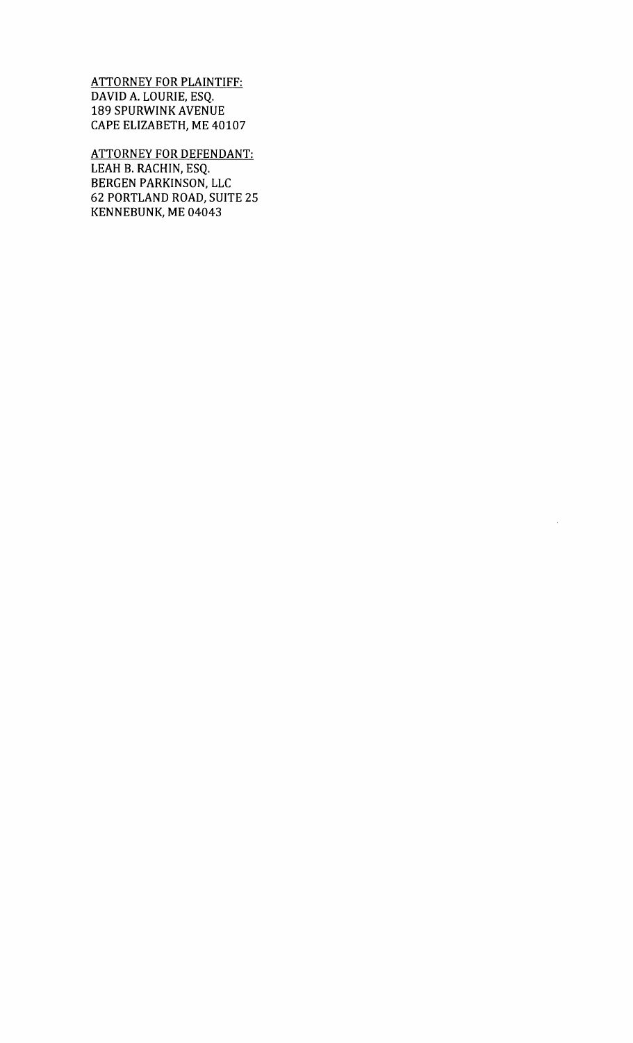ATTORNEY FOR PLAINTIFF:
DAVID A. LOURIE, ESQ.
189 SPURWINK AVENUE
CAPE ELIZABETH, ME 40107

ATTORNEY FOR DEFENDANT:
LEAH B. RACHIN, ESQ.
BERGEN PARKINSON, LLC
62 PORTLAND ROAD, SUITE 25
KENNEBUNK, ME 04043